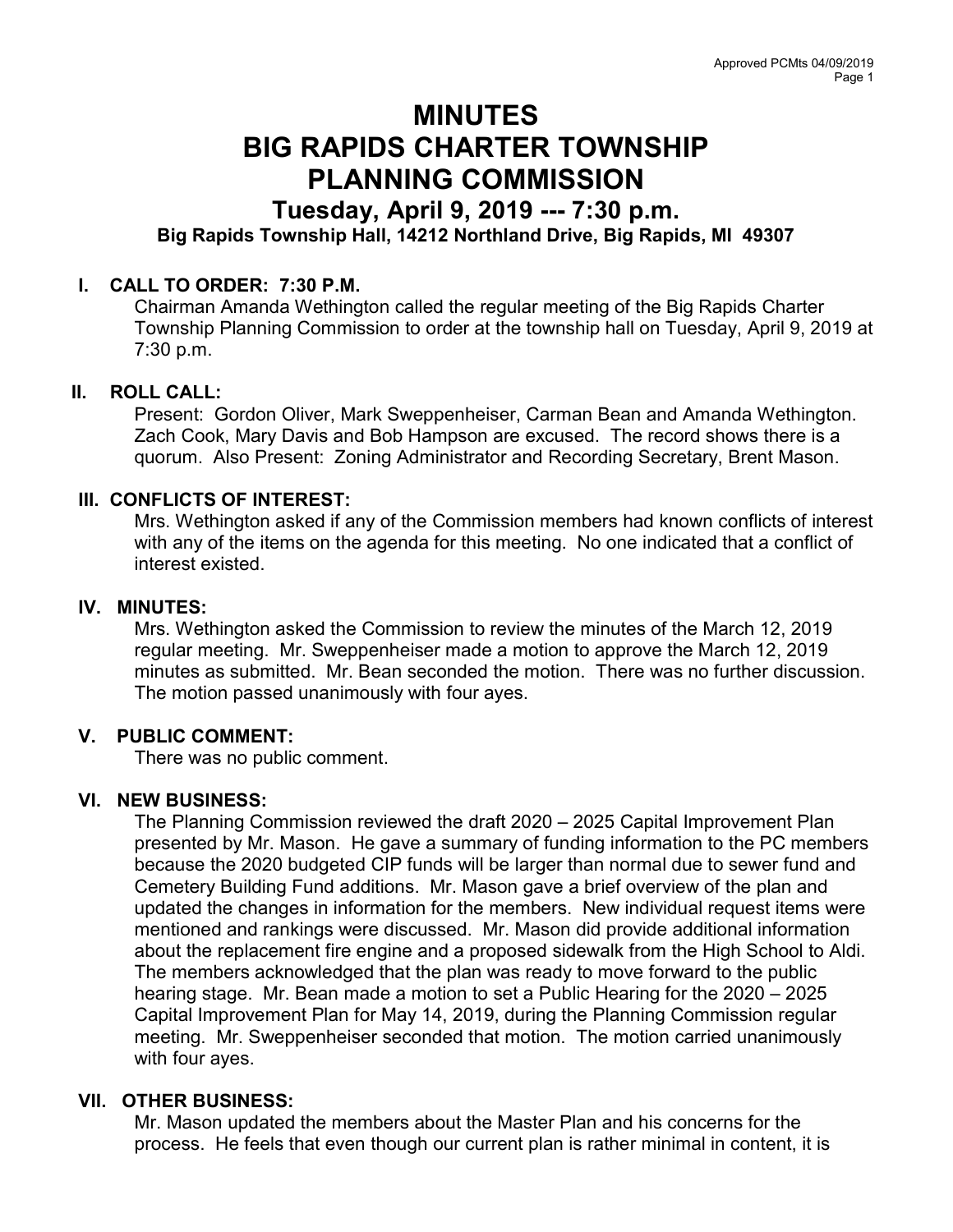# MINUTES
# BIG RAPIDS CHARTER TOWNSHIP
# PLANNING COMMISSION

## Tuesday, April 9, 2019 --- 7:30 p.m.

**Big Rapids Township Hall, 14212 Northland Drive, Big Rapids, MI 49307**

## I. CALL TO ORDER: 7:30 P.M.

Chairman Amanda Wethington called the regular meeting of the Big Rapids Charter Township Planning Commission to order at the township hall on Tuesday, April 9, 2019 at 7:30 p.m.

## II. ROLL CALL:

Present: Gordon Oliver, Mark Sweppenheiser, Carman Bean and Amanda Wethington. Zach Cook, Mary Davis and Bob Hampson are excused. The record shows there is a quorum. Also Present: Zoning Administrator and Recording Secretary, Brent Mason.

## III. CONFLICTS OF INTEREST:

Mrs. Wethington asked if any of the Commission members had known conflicts of interest with any of the items on the agenda for this meeting. No one indicated that a conflict of interest existed.

## IV. MINUTES:

Mrs. Wethington asked the Commission to review the minutes of the March 12, 2019 regular meeting. Mr. Sweppenheiser made a motion to approve the March 12, 2019 minutes as submitted. Mr. Bean seconded the motion. There was no further discussion. The motion passed unanimously with four ayes.

## V. PUBLIC COMMENT:

There was no public comment.

## VI. NEW BUSINESS:

The Planning Commission reviewed the draft 2020 – 2025 Capital Improvement Plan presented by Mr. Mason. He gave a summary of funding information to the PC members because the 2020 budgeted CIP funds will be larger than normal due to sewer fund and Cemetery Building Fund additions. Mr. Mason gave a brief overview of the plan and updated the changes in information for the members. New individual request items were mentioned and rankings were discussed. Mr. Mason did provide additional information about the replacement fire engine and a proposed sidewalk from the High School to Aldi. The members acknowledged that the plan was ready to move forward to the public hearing stage. Mr. Bean made a motion to set a Public Hearing for the 2020 – 2025 Capital Improvement Plan for May 14, 2019, during the Planning Commission regular meeting. Mr. Sweppenheiser seconded that motion. The motion carried unanimously with four ayes.

## VII. OTHER BUSINESS:

Mr. Mason updated the members about the Master Plan and his concerns for the process. He feels that even though our current plan is rather minimal in content, it is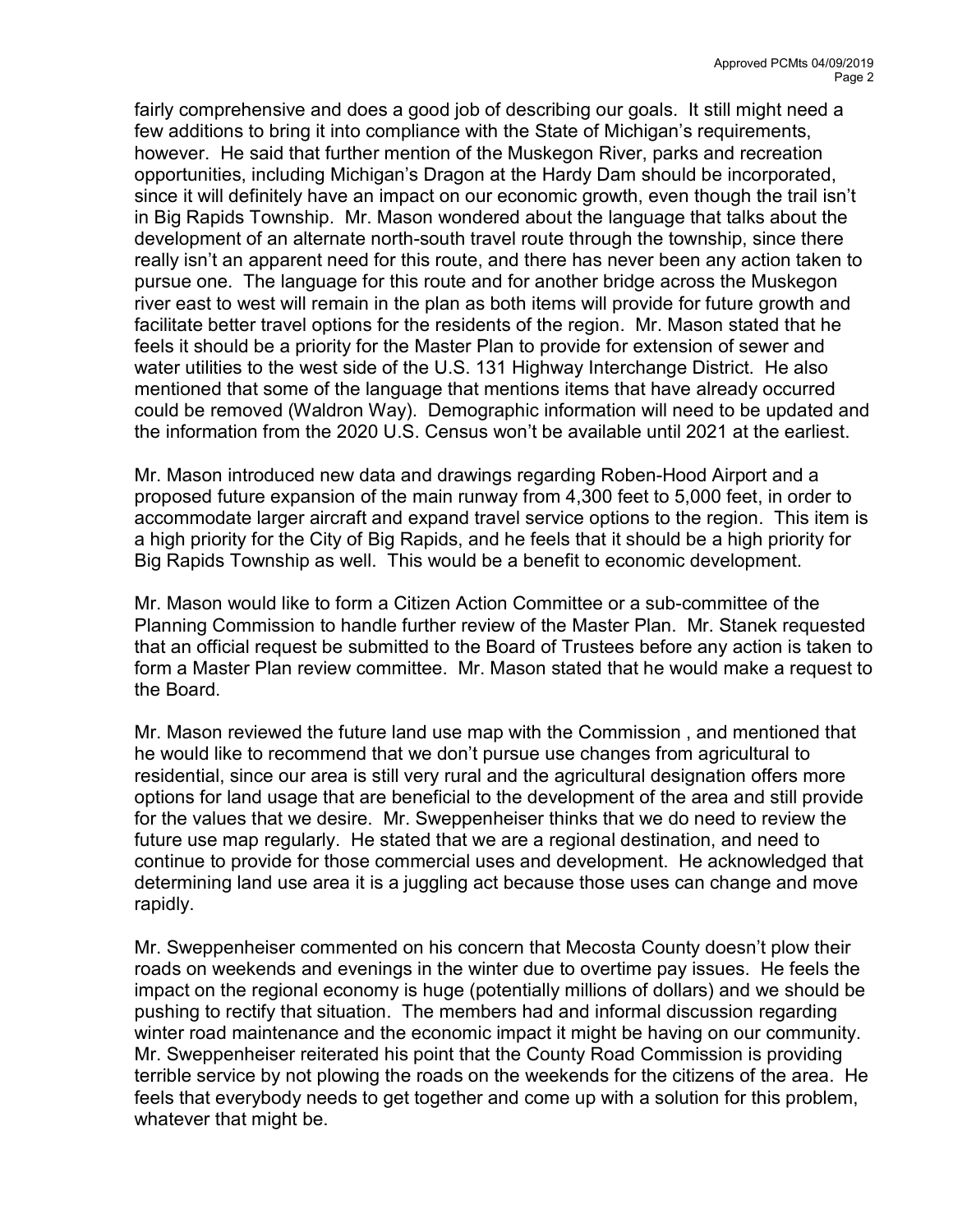fairly comprehensive and does a good job of describing our goals. It still might need a few additions to bring it into compliance with the State of Michigan's requirements, however. He said that further mention of the Muskegon River, parks and recreation opportunities, including Michigan's Dragon at the Hardy Dam should be incorporated, since it will definitely have an impact on our economic growth, even though the trail isn't in Big Rapids Township. Mr. Mason wondered about the language that talks about the development of an alternate north-south travel route through the township, since there really isn't an apparent need for this route, and there has never been any action taken to pursue one. The language for this route and for another bridge across the Muskegon river east to west will remain in the plan as both items will provide for future growth and facilitate better travel options for the residents of the region. Mr. Mason stated that he feels it should be a priority for the Master Plan to provide for extension of sewer and water utilities to the west side of the U.S. 131 Highway Interchange District. He also mentioned that some of the language that mentions items that have already occurred could be removed (Waldron Way). Demographic information will need to be updated and the information from the 2020 U.S. Census won't be available until 2021 at the earliest.

Mr. Mason introduced new data and drawings regarding Roben-Hood Airport and a proposed future expansion of the main runway from 4,300 feet to 5,000 feet, in order to accommodate larger aircraft and expand travel service options to the region. This item is a high priority for the City of Big Rapids, and he feels that it should be a high priority for Big Rapids Township as well. This would be a benefit to economic development.

Mr. Mason would like to form a Citizen Action Committee or a sub-committee of the Planning Commission to handle further review of the Master Plan. Mr. Stanek requested that an official request be submitted to the Board of Trustees before any action is taken to form a Master Plan review committee. Mr. Mason stated that he would make a request to the Board.

Mr. Mason reviewed the future land use map with the Commission , and mentioned that he would like to recommend that we don't pursue use changes from agricultural to residential, since our area is still very rural and the agricultural designation offers more options for land usage that are beneficial to the development of the area and still provide for the values that we desire. Mr. Sweppenheiser thinks that we do need to review the future use map regularly. He stated that we are a regional destination, and need to continue to provide for those commercial uses and development. He acknowledged that determining land use area it is a juggling act because those uses can change and move rapidly.

Mr. Sweppenheiser commented on his concern that Mecosta County doesn't plow their roads on weekends and evenings in the winter due to overtime pay issues. He feels the impact on the regional economy is huge (potentially millions of dollars) and we should be pushing to rectify that situation. The members had and informal discussion regarding winter road maintenance and the economic impact it might be having on our community. Mr. Sweppenheiser reiterated his point that the County Road Commission is providing terrible service by not plowing the roads on the weekends for the citizens of the area. He feels that everybody needs to get together and come up with a solution for this problem, whatever that might be.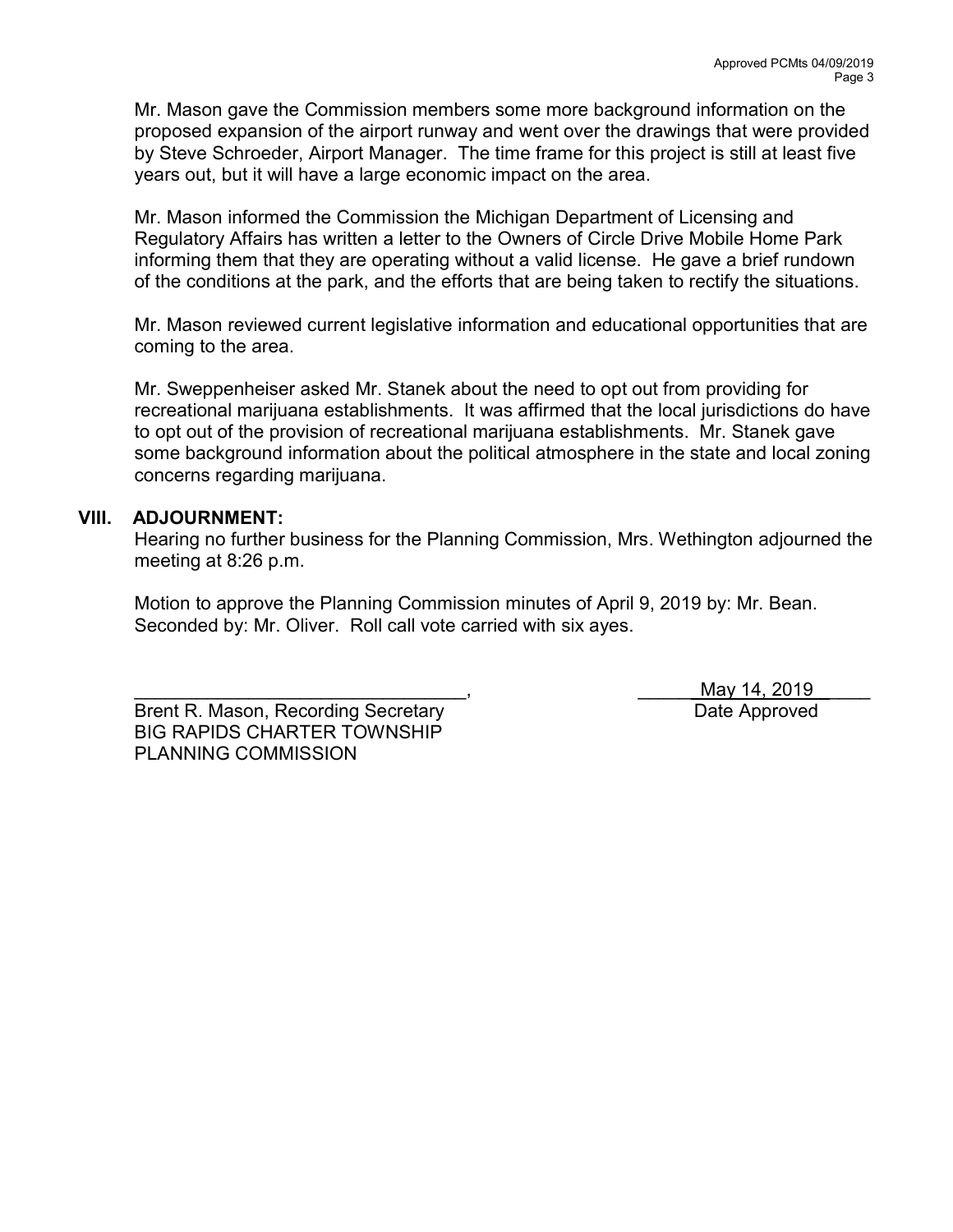Mr. Mason gave the Commission members some more background information on the proposed expansion of the airport runway and went over the drawings that were provided by Steve Schroeder, Airport Manager. The time frame for this project is still at least five years out, but it will have a large economic impact on the area.

Mr. Mason informed the Commission the Michigan Department of Licensing and Regulatory Affairs has written a letter to the Owners of Circle Drive Mobile Home Park informing them that they are operating without a valid license. He gave a brief rundown of the conditions at the park, and the efforts that are being taken to rectify the situations.

Mr. Mason reviewed current legislative information and educational opportunities that are coming to the area.

Mr. Sweppenheiser asked Mr. Stanek about the need to opt out from providing for recreational marijuana establishments. It was affirmed that the local jurisdictions do have to opt out of the provision of recreational marijuana establishments. Mr. Stanek gave some background information about the political atmosphere in the state and local zoning concerns regarding marijuana.

## VIII. ADJOURNMENT:

Hearing no further business for the Planning Commission, Mrs. Wethington adjourned the meeting at 8:26 p.m.

Motion to approve the Planning Commission minutes of April 9, 2019 by: Mr. Bean. Seconded by: Mr. Oliver. Roll call vote carried with six ayes.

_________________________________, May 14, 2019

Brent R. Mason, Recording Secretary — Date Approved

BIG RAPIDS CHARTER TOWNSHIP
PLANNING COMMISSION